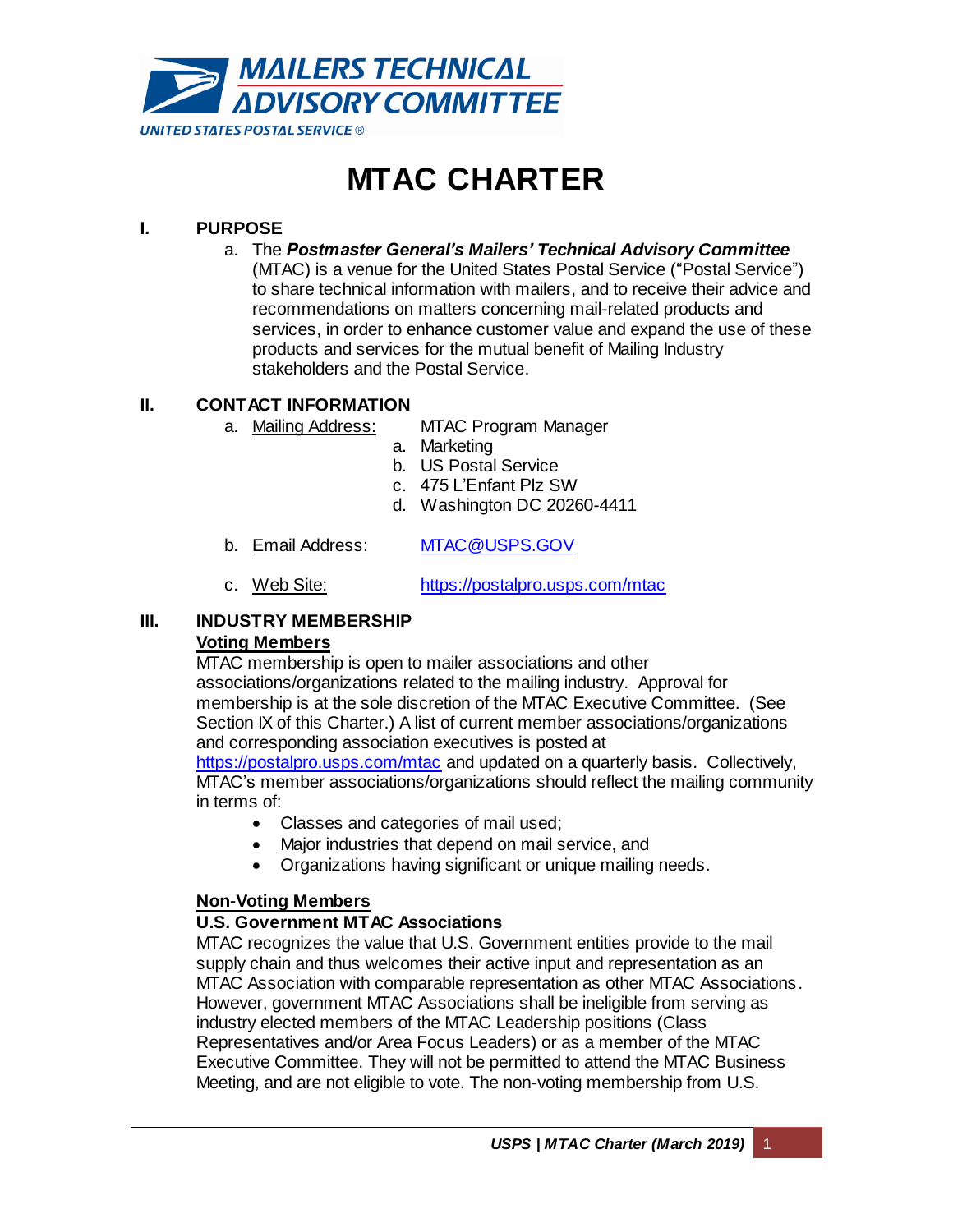MAILERS TECHNICAL ADVISORY COMMITTEE

UNITED STATES POSTAL SERVICE ®

# MTAC CHARTER

## I. PURPOSE

a. The ***Postmaster General's Mailers' Technical Advisory Committee*** (MTAC) is a venue for the United States Postal Service ("Postal Service") to share technical information with mailers, and to receive their advice and recommendations on matters concerning mail-related products and services, in order to enhance customer value and expand the use of these products and services for the mutual benefit of Mailing Industry stakeholders and the Postal Service.

## II. CONTACT INFORMATION

a. Mailing Address: MTAC Program Manager
   a. Marketing
   b. US Postal Service
   c. 475 L'Enfant Plz SW
   d. Washington DC 20260-4411

b. Email Address: MTAC@USPS.GOV

c. Web Site: https://postalpro.usps.com/mtac

## III. INDUSTRY MEMBERSHIP

### Voting Members

MTAC membership is open to mailer associations and other associations/organizations related to the mailing industry. Approval for membership is at the sole discretion of the MTAC Executive Committee. (See Section IX of this Charter.) A list of current member associations/organizations and corresponding association executives is posted at https://postalpro.usps.com/mtac and updated on a quarterly basis. Collectively, MTAC's member associations/organizations should reflect the mailing community in terms of:

- Classes and categories of mail used;
- Major industries that depend on mail service, and
- Organizations having significant or unique mailing needs.

### Non-Voting Members

**U.S. Government MTAC Associations**

MTAC recognizes the value that U.S. Government entities provide to the mail supply chain and thus welcomes their active input and representation as an MTAC Association with comparable representation as other MTAC Associations. However, government MTAC Associations shall be ineligible from serving as industry elected members of the MTAC Leadership positions (Class Representatives and/or Area Focus Leaders) or as a member of the MTAC Executive Committee. They will not be permitted to attend the MTAC Business Meeting, and are not eligible to vote. The non-voting membership from U.S.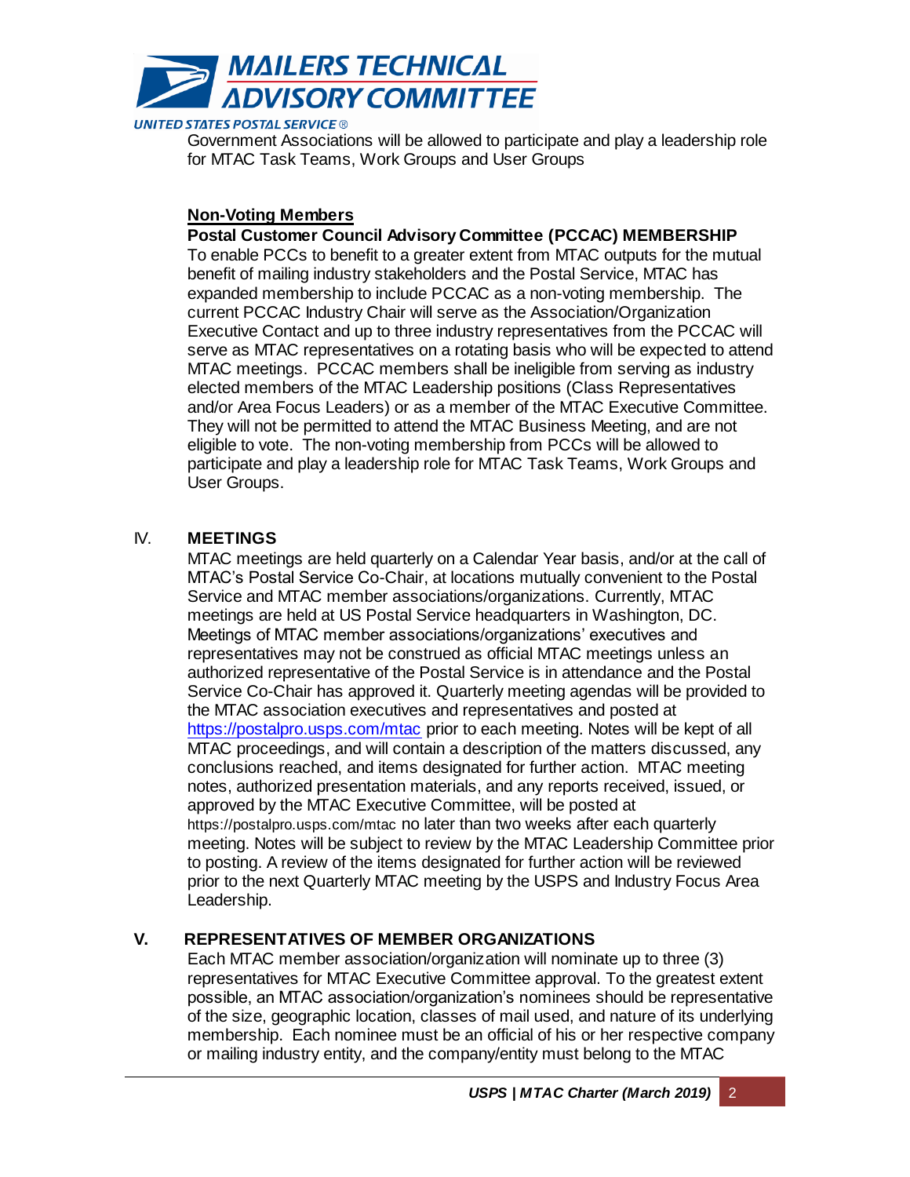Government Associations will be allowed to participate and play a leadership role for MTAC Task Teams, Work Groups and User Groups

**Non-Voting Members**

**Postal Customer Council Advisory Committee (PCCAC) MEMBERSHIP**

To enable PCCs to benefit to a greater extent from MTAC outputs for the mutual benefit of mailing industry stakeholders and the Postal Service, MTAC has expanded membership to include PCCAC as a non-voting membership. The current PCCAC Industry Chair will serve as the Association/Organization Executive Contact and up to three industry representatives from the PCCAC will serve as MTAC representatives on a rotating basis who will be expected to attend MTAC meetings. PCCAC members shall be ineligible from serving as industry elected members of the MTAC Leadership positions (Class Representatives and/or Area Focus Leaders) or as a member of the MTAC Executive Committee. They will not be permitted to attend the MTAC Business Meeting, and are not eligible to vote. The non-voting membership from PCCs will be allowed to participate and play a leadership role for MTAC Task Teams, Work Groups and User Groups.

## IV. MEETINGS

MTAC meetings are held quarterly on a Calendar Year basis, and/or at the call of MTAC's Postal Service Co-Chair, at locations mutually convenient to the Postal Service and MTAC member associations/organizations. Currently, MTAC meetings are held at US Postal Service headquarters in Washington, DC. Meetings of MTAC member associations/organizations' executives and representatives may not be construed as official MTAC meetings unless an authorized representative of the Postal Service is in attendance and the Postal Service Co-Chair has approved it. Quarterly meeting agendas will be provided to the MTAC association executives and representatives and posted at https://postalpro.usps.com/mtac prior to each meeting. Notes will be kept of all MTAC proceedings, and will contain a description of the matters discussed, any conclusions reached, and items designated for further action. MTAC meeting notes, authorized presentation materials, and any reports received, issued, or approved by the MTAC Executive Committee, will be posted at https://postalpro.usps.com/mtac no later than two weeks after each quarterly meeting. Notes will be subject to review by the MTAC Leadership Committee prior to posting. A review of the items designated for further action will be reviewed prior to the next Quarterly MTAC meeting by the USPS and Industry Focus Area Leadership.

## V. REPRESENTATIVES OF MEMBER ORGANIZATIONS

Each MTAC member association/organization will nominate up to three (3) representatives for MTAC Executive Committee approval. To the greatest extent possible, an MTAC association/organization's nominees should be representative of the size, geographic location, classes of mail used, and nature of its underlying membership. Each nominee must be an official of his or her respective company or mailing industry entity, and the company/entity must belong to the MTAC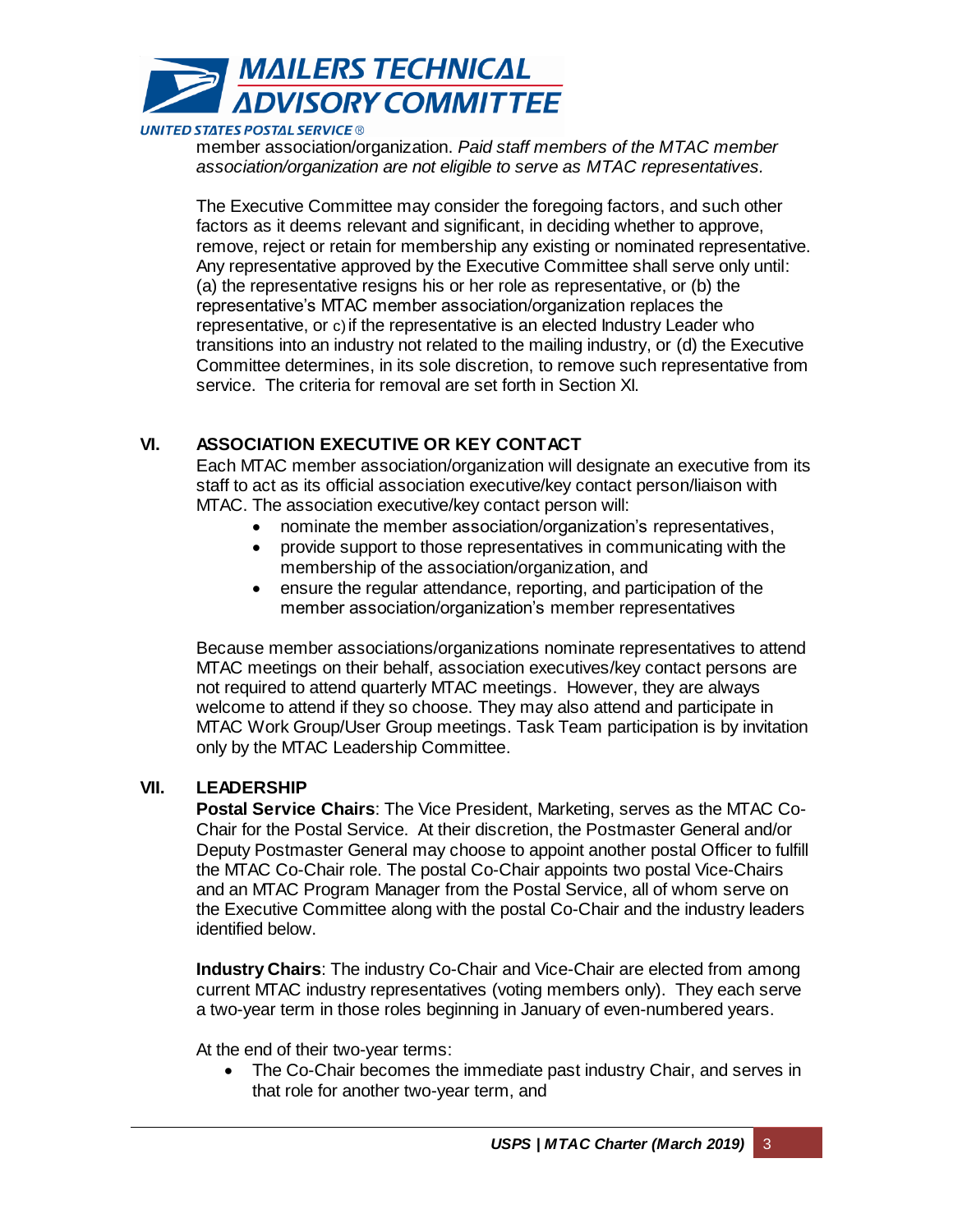member association/organization. *Paid staff members of the MTAC member association/organization are not eligible to serve as MTAC representatives.*

The Executive Committee may consider the foregoing factors, and such other factors as it deems relevant and significant, in deciding whether to approve, remove, reject or retain for membership any existing or nominated representative. Any representative approved by the Executive Committee shall serve only until: (a) the representative resigns his or her role as representative, or (b) the representative's MTAC member association/organization replaces the representative, or c) if the representative is an elected Industry Leader who transitions into an industry not related to the mailing industry, or (d) the Executive Committee determines, in its sole discretion, to remove such representative from service. The criteria for removal are set forth in Section XI.

## VI. ASSOCIATION EXECUTIVE OR KEY CONTACT

Each MTAC member association/organization will designate an executive from its staff to act as its official association executive/key contact person/liaison with MTAC. The association executive/key contact person will:

- nominate the member association/organization's representatives,
- provide support to those representatives in communicating with the membership of the association/organization, and
- ensure the regular attendance, reporting, and participation of the member association/organization's member representatives

Because member associations/organizations nominate representatives to attend MTAC meetings on their behalf, association executives/key contact persons are not required to attend quarterly MTAC meetings. However, they are always welcome to attend if they so choose. They may also attend and participate in MTAC Work Group/User Group meetings. Task Team participation is by invitation only by the MTAC Leadership Committee.

## VII. LEADERSHIP

**Postal Service Chairs**: The Vice President, Marketing, serves as the MTAC Co-Chair for the Postal Service. At their discretion, the Postmaster General and/or Deputy Postmaster General may choose to appoint another postal Officer to fulfill the MTAC Co-Chair role. The postal Co-Chair appoints two postal Vice-Chairs and an MTAC Program Manager from the Postal Service, all of whom serve on the Executive Committee along with the postal Co-Chair and the industry leaders identified below.

**Industry Chairs**: The industry Co-Chair and Vice-Chair are elected from among current MTAC industry representatives (voting members only). They each serve a two-year term in those roles beginning in January of even-numbered years.

At the end of their two-year terms:

- The Co-Chair becomes the immediate past industry Chair, and serves in that role for another two-year term, and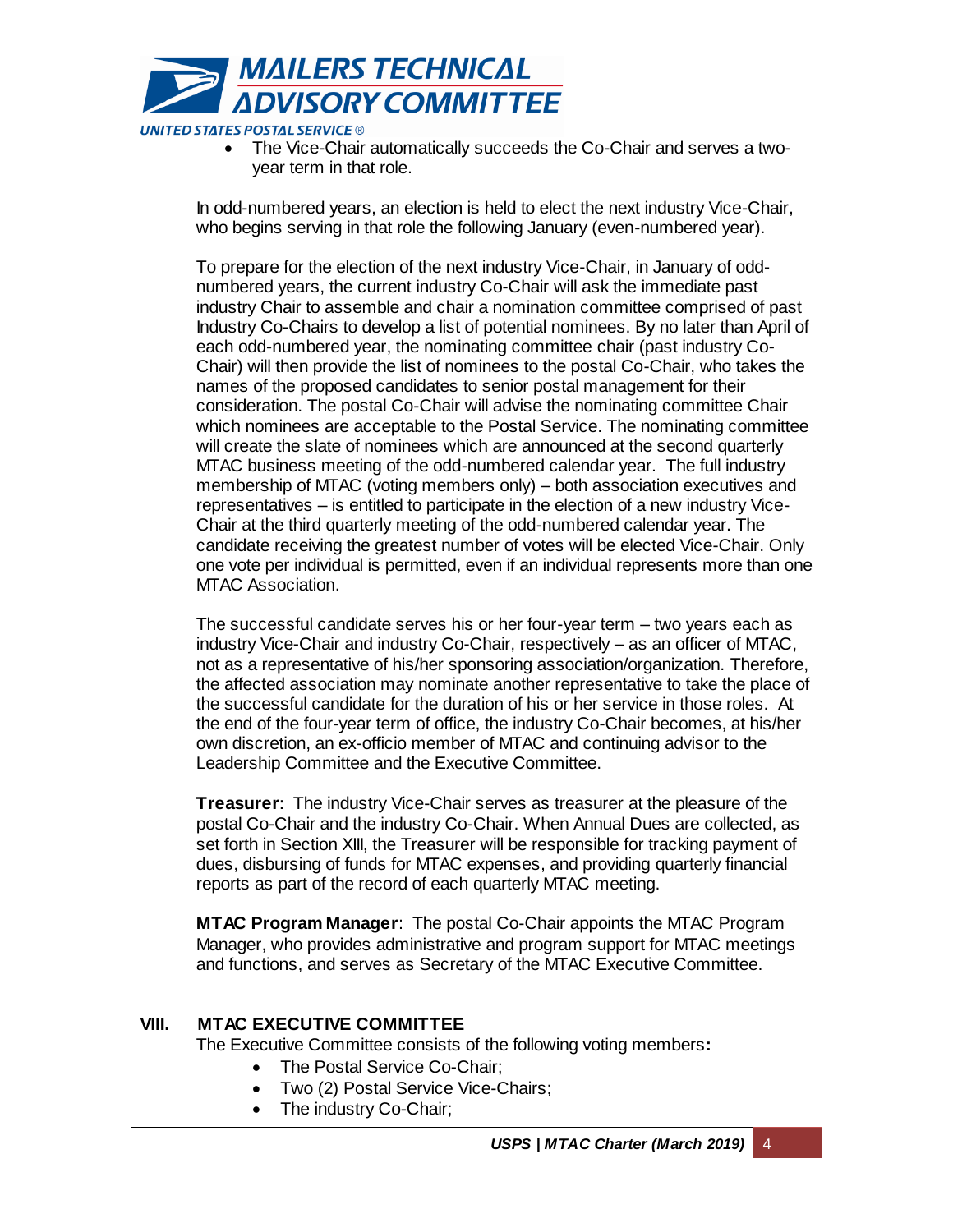- The Vice-Chair automatically succeeds the Co-Chair and serves a two-year term in that role.

In odd-numbered years, an election is held to elect the next industry Vice-Chair, who begins serving in that role the following January (even-numbered year).

To prepare for the election of the next industry Vice-Chair, in January of odd-numbered years, the current industry Co-Chair will ask the immediate past industry Chair to assemble and chair a nomination committee comprised of past Industry Co-Chairs to develop a list of potential nominees. By no later than April of each odd-numbered year, the nominating committee chair (past industry Co-Chair) will then provide the list of nominees to the postal Co-Chair, who takes the names of the proposed candidates to senior postal management for their consideration. The postal Co-Chair will advise the nominating committee Chair which nominees are acceptable to the Postal Service. The nominating committee will create the slate of nominees which are announced at the second quarterly MTAC business meeting of the odd-numbered calendar year. The full industry membership of MTAC (voting members only) – both association executives and representatives – is entitled to participate in the election of a new industry Vice-Chair at the third quarterly meeting of the odd-numbered calendar year. The candidate receiving the greatest number of votes will be elected Vice-Chair. Only one vote per individual is permitted, even if an individual represents more than one MTAC Association.

The successful candidate serves his or her four-year term – two years each as industry Vice-Chair and industry Co-Chair, respectively – as an officer of MTAC, not as a representative of his/her sponsoring association/organization. Therefore, the affected association may nominate another representative to take the place of the successful candidate for the duration of his or her service in those roles. At the end of the four-year term of office, the industry Co-Chair becomes, at his/her own discretion, an ex-officio member of MTAC and continuing advisor to the Leadership Committee and the Executive Committee.

**Treasurer:** The industry Vice-Chair serves as treasurer at the pleasure of the postal Co-Chair and the industry Co-Chair. When Annual Dues are collected, as set forth in Section XIII, the Treasurer will be responsible for tracking payment of dues, disbursing of funds for MTAC expenses, and providing quarterly financial reports as part of the record of each quarterly MTAC meeting.

**MTAC Program Manager**: The postal Co-Chair appoints the MTAC Program Manager, who provides administrative and program support for MTAC meetings and functions, and serves as Secretary of the MTAC Executive Committee.

## VIII. MTAC EXECUTIVE COMMITTEE

The Executive Committee consists of the following voting members**:**

- The Postal Service Co-Chair;
- Two (2) Postal Service Vice-Chairs;
- The industry Co-Chair;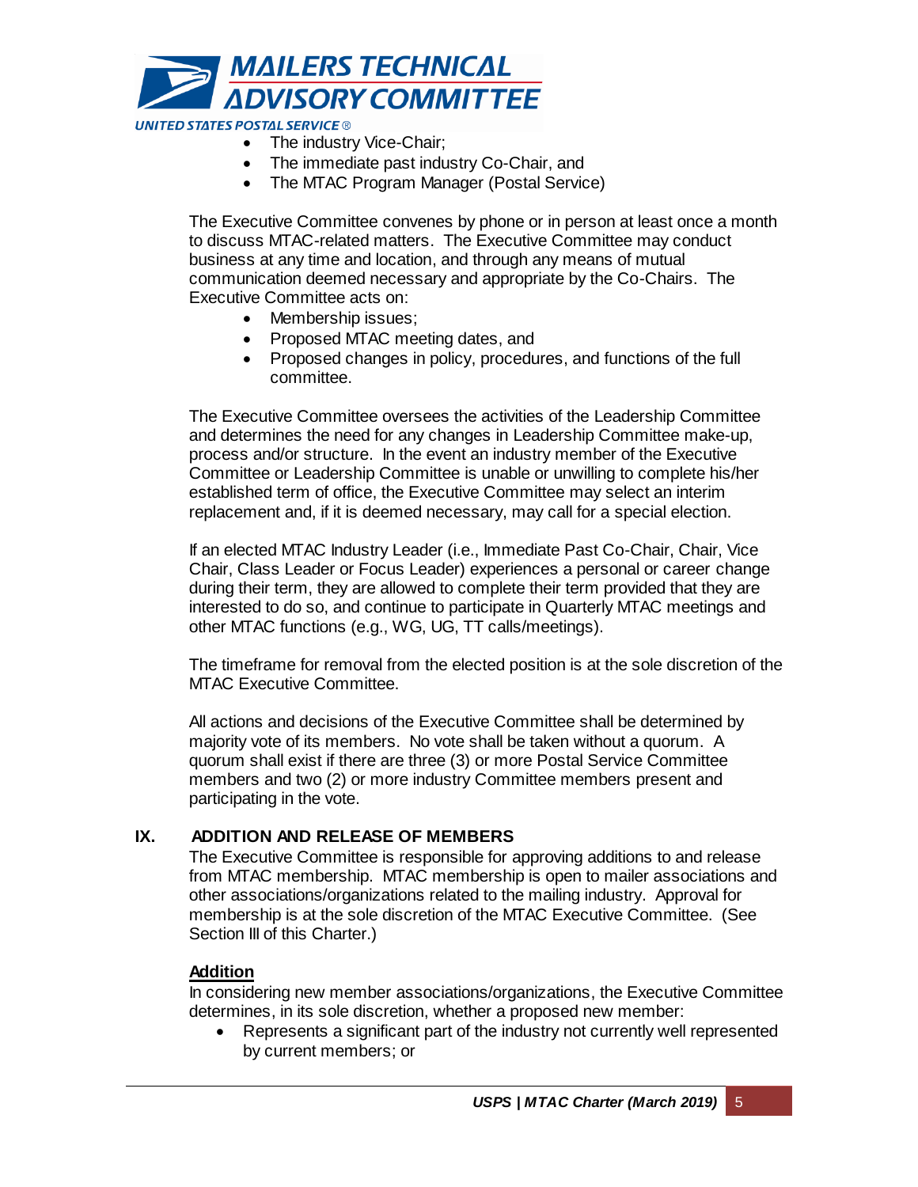- The industry Vice-Chair;
- The immediate past industry Co-Chair, and
- The MTAC Program Manager (Postal Service)

The Executive Committee convenes by phone or in person at least once a month to discuss MTAC-related matters. The Executive Committee may conduct business at any time and location, and through any means of mutual communication deemed necessary and appropriate by the Co-Chairs. The Executive Committee acts on:

- Membership issues;
- Proposed MTAC meeting dates, and
- Proposed changes in policy, procedures, and functions of the full committee.

The Executive Committee oversees the activities of the Leadership Committee and determines the need for any changes in Leadership Committee make-up, process and/or structure. In the event an industry member of the Executive Committee or Leadership Committee is unable or unwilling to complete his/her established term of office, the Executive Committee may select an interim replacement and, if it is deemed necessary, may call for a special election.

If an elected MTAC Industry Leader (i.e., Immediate Past Co-Chair, Chair, Vice Chair, Class Leader or Focus Leader) experiences a personal or career change during their term, they are allowed to complete their term provided that they are interested to do so, and continue to participate in Quarterly MTAC meetings and other MTAC functions (e.g., WG, UG, TT calls/meetings).

The timeframe for removal from the elected position is at the sole discretion of the MTAC Executive Committee.

All actions and decisions of the Executive Committee shall be determined by majority vote of its members. No vote shall be taken without a quorum. A quorum shall exist if there are three (3) or more Postal Service Committee members and two (2) or more industry Committee members present and participating in the vote.

## IX. ADDITION AND RELEASE OF MEMBERS

The Executive Committee is responsible for approving additions to and release from MTAC membership. MTAC membership is open to mailer associations and other associations/organizations related to the mailing industry. Approval for membership is at the sole discretion of the MTAC Executive Committee. (See Section III of this Charter.)

### Addition

In considering new member associations/organizations, the Executive Committee determines, in its sole discretion, whether a proposed new member:

- Represents a significant part of the industry not currently well represented by current members; or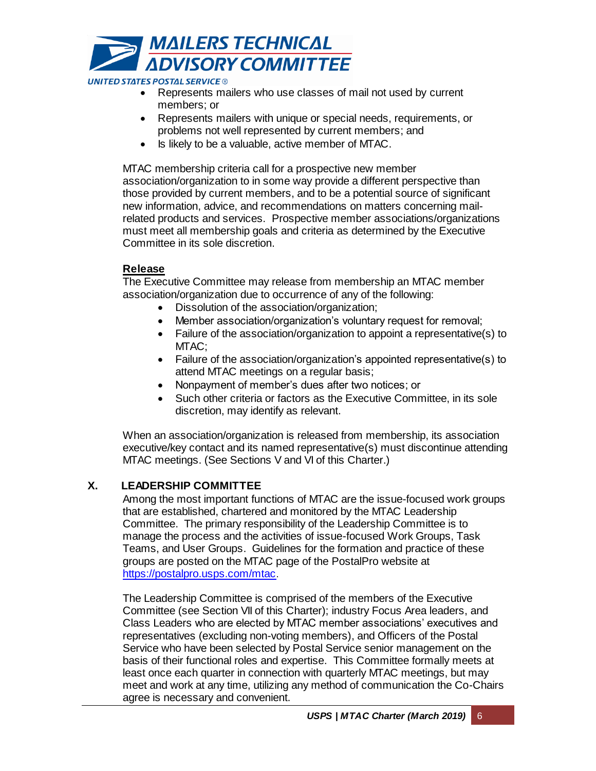- Represents mailers who use classes of mail not used by current members; or
- Represents mailers with unique or special needs, requirements, or problems not well represented by current members; and
- Is likely to be a valuable, active member of MTAC.

MTAC membership criteria call for a prospective new member association/organization to in some way provide a different perspective than those provided by current members, and to be a potential source of significant new information, advice, and recommendations on matters concerning mail-related products and services. Prospective member associations/organizations must meet all membership goals and criteria as determined by the Executive Committee in its sole discretion.

**Release**

The Executive Committee may release from membership an MTAC member association/organization due to occurrence of any of the following:

- Dissolution of the association/organization;
- Member association/organization's voluntary request for removal;
- Failure of the association/organization to appoint a representative(s) to MTAC;
- Failure of the association/organization's appointed representative(s) to attend MTAC meetings on a regular basis;
- Nonpayment of member's dues after two notices; or
- Such other criteria or factors as the Executive Committee, in its sole discretion, may identify as relevant.

When an association/organization is released from membership, its association executive/key contact and its named representative(s) must discontinue attending MTAC meetings. (See Sections V and VI of this Charter.)

## X. LEADERSHIP COMMITTEE

Among the most important functions of MTAC are the issue-focused work groups that are established, chartered and monitored by the MTAC Leadership Committee. The primary responsibility of the Leadership Committee is to manage the process and the activities of issue-focused Work Groups, Task Teams, and User Groups. Guidelines for the formation and practice of these groups are posted on the MTAC page of the PostalPro website at https://postalpro.usps.com/mtac.

The Leadership Committee is comprised of the members of the Executive Committee (see Section VII of this Charter); industry Focus Area leaders, and Class Leaders who are elected by MTAC member associations' executives and representatives (excluding non-voting members), and Officers of the Postal Service who have been selected by Postal Service senior management on the basis of their functional roles and expertise. This Committee formally meets at least once each quarter in connection with quarterly MTAC meetings, but may meet and work at any time, utilizing any method of communication the Co-Chairs agree is necessary and convenient.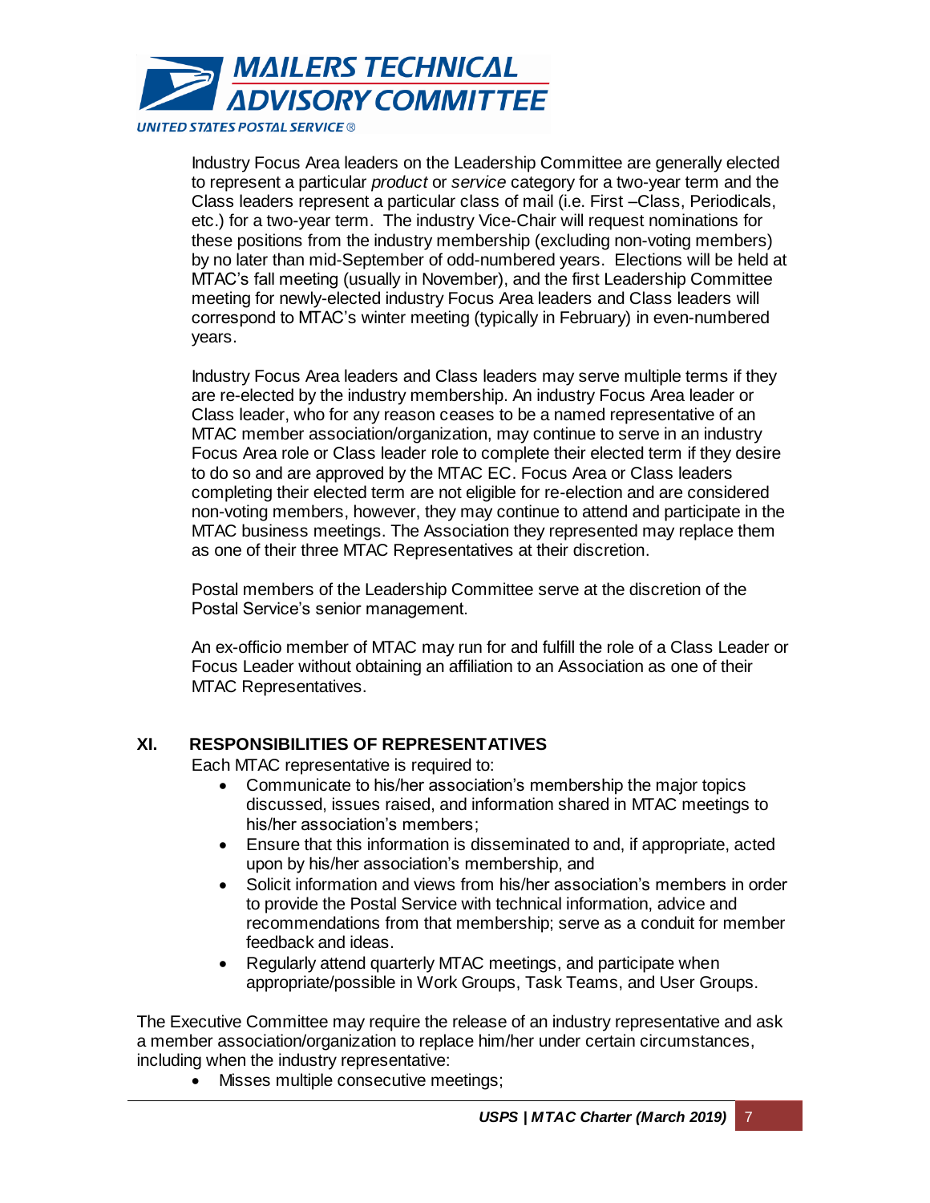Industry Focus Area leaders on the Leadership Committee are generally elected to represent a particular *product* or *service* category for a two-year term and the Class leaders represent a particular class of mail (i.e. First –Class, Periodicals, etc.) for a two-year term. The industry Vice-Chair will request nominations for these positions from the industry membership (excluding non-voting members) by no later than mid-September of odd-numbered years. Elections will be held at MTAC's fall meeting (usually in November), and the first Leadership Committee meeting for newly-elected industry Focus Area leaders and Class leaders will correspond to MTAC's winter meeting (typically in February) in even-numbered years.

Industry Focus Area leaders and Class leaders may serve multiple terms if they are re-elected by the industry membership. An industry Focus Area leader or Class leader, who for any reason ceases to be a named representative of an MTAC member association/organization, may continue to serve in an industry Focus Area role or Class leader role to complete their elected term if they desire to do so and are approved by the MTAC EC. Focus Area or Class leaders completing their elected term are not eligible for re-election and are considered non-voting members, however, they may continue to attend and participate in the MTAC business meetings. The Association they represented may replace them as one of their three MTAC Representatives at their discretion.

Postal members of the Leadership Committee serve at the discretion of the Postal Service's senior management.

An ex-officio member of MTAC may run for and fulfill the role of a Class Leader or Focus Leader without obtaining an affiliation to an Association as one of their MTAC Representatives.

## XI. RESPONSIBILITIES OF REPRESENTATIVES

Each MTAC representative is required to:

- Communicate to his/her association's membership the major topics discussed, issues raised, and information shared in MTAC meetings to his/her association's members;
- Ensure that this information is disseminated to and, if appropriate, acted upon by his/her association's membership, and
- Solicit information and views from his/her association's members in order to provide the Postal Service with technical information, advice and recommendations from that membership; serve as a conduit for member feedback and ideas.
- Regularly attend quarterly MTAC meetings, and participate when appropriate/possible in Work Groups, Task Teams, and User Groups.

The Executive Committee may require the release of an industry representative and ask a member association/organization to replace him/her under certain circumstances, including when the industry representative:

- Misses multiple consecutive meetings;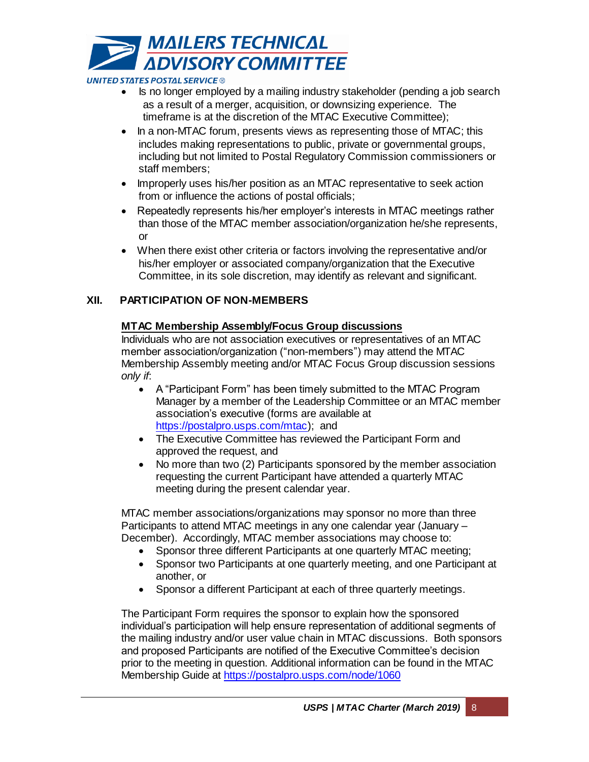- Is no longer employed by a mailing industry stakeholder (pending a job search as a result of a merger, acquisition, or downsizing experience. The timeframe is at the discretion of the MTAC Executive Committee);
- In a non-MTAC forum, presents views as representing those of MTAC; this includes making representations to public, private or governmental groups, including but not limited to Postal Regulatory Commission commissioners or staff members;
- Improperly uses his/her position as an MTAC representative to seek action from or influence the actions of postal officials;
- Repeatedly represents his/her employer's interests in MTAC meetings rather than those of the MTAC member association/organization he/she represents, or
- When there exist other criteria or factors involving the representative and/or his/her employer or associated company/organization that the Executive Committee, in its sole discretion, may identify as relevant and significant.

## XII. PARTICIPATION OF NON-MEMBERS

**MTAC Membership Assembly/Focus Group discussions**

Individuals who are not association executives or representatives of an MTAC member association/organization ("non-members") may attend the MTAC Membership Assembly meeting and/or MTAC Focus Group discussion sessions *only if*:

- A "Participant Form" has been timely submitted to the MTAC Program Manager by a member of the Leadership Committee or an MTAC member association's executive (forms are available at https://postalpro.usps.com/mtac); and
- The Executive Committee has reviewed the Participant Form and approved the request, and
- No more than two (2) Participants sponsored by the member association requesting the current Participant have attended a quarterly MTAC meeting during the present calendar year.

MTAC member associations/organizations may sponsor no more than three Participants to attend MTAC meetings in any one calendar year (January – December). Accordingly, MTAC member associations may choose to:

- Sponsor three different Participants at one quarterly MTAC meeting;
- Sponsor two Participants at one quarterly meeting, and one Participant at another, or
- Sponsor a different Participant at each of three quarterly meetings.

The Participant Form requires the sponsor to explain how the sponsored individual's participation will help ensure representation of additional segments of the mailing industry and/or user value chain in MTAC discussions. Both sponsors and proposed Participants are notified of the Executive Committee's decision prior to the meeting in question. Additional information can be found in the MTAC Membership Guide at https://postalpro.usps.com/node/1060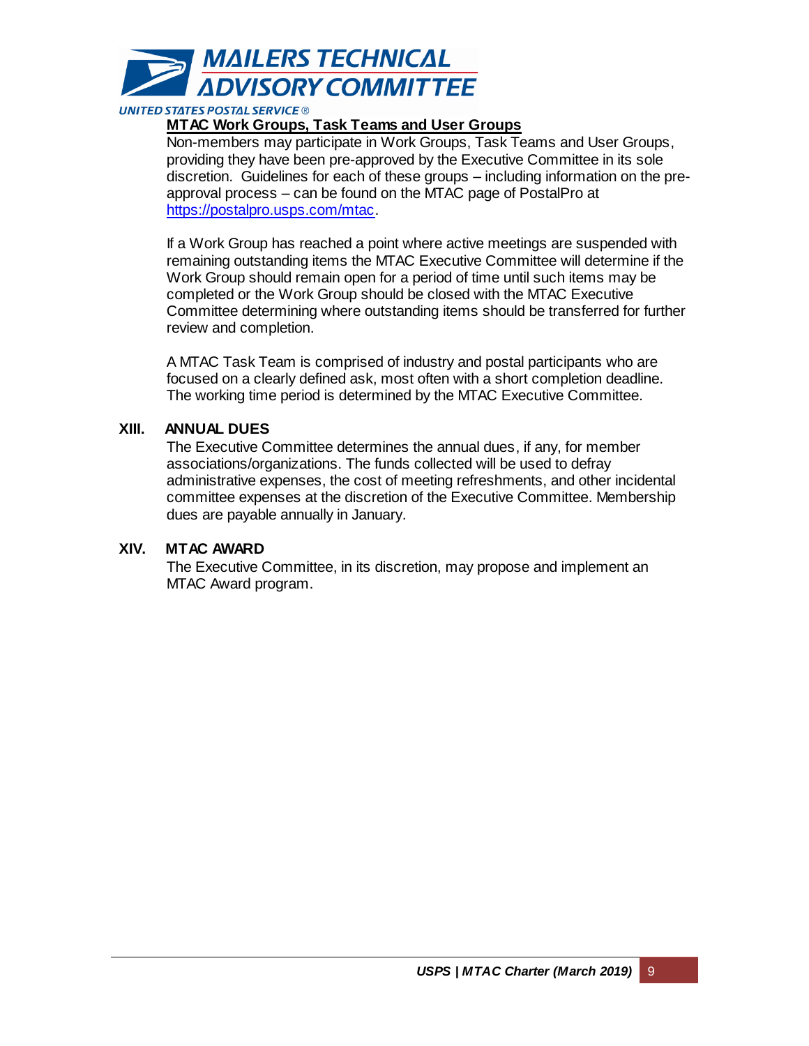**MTAC Work Groups, Task Teams and User Groups**

Non-members may participate in Work Groups, Task Teams and User Groups, providing they have been pre-approved by the Executive Committee in its sole discretion. Guidelines for each of these groups – including information on the pre-approval process – can be found on the MTAC page of PostalPro at https://postalpro.usps.com/mtac.

If a Work Group has reached a point where active meetings are suspended with remaining outstanding items the MTAC Executive Committee will determine if the Work Group should remain open for a period of time until such items may be completed or the Work Group should be closed with the MTAC Executive Committee determining where outstanding items should be transferred for further review and completion.

A MTAC Task Team is comprised of industry and postal participants who are focused on a clearly defined ask, most often with a short completion deadline. The working time period is determined by the MTAC Executive Committee.

## XIII. ANNUAL DUES

The Executive Committee determines the annual dues, if any, for member associations/organizations. The funds collected will be used to defray administrative expenses, the cost of meeting refreshments, and other incidental committee expenses at the discretion of the Executive Committee. Membership dues are payable annually in January.

## XIV. MTAC AWARD

The Executive Committee, in its discretion, may propose and implement an MTAC Award program.